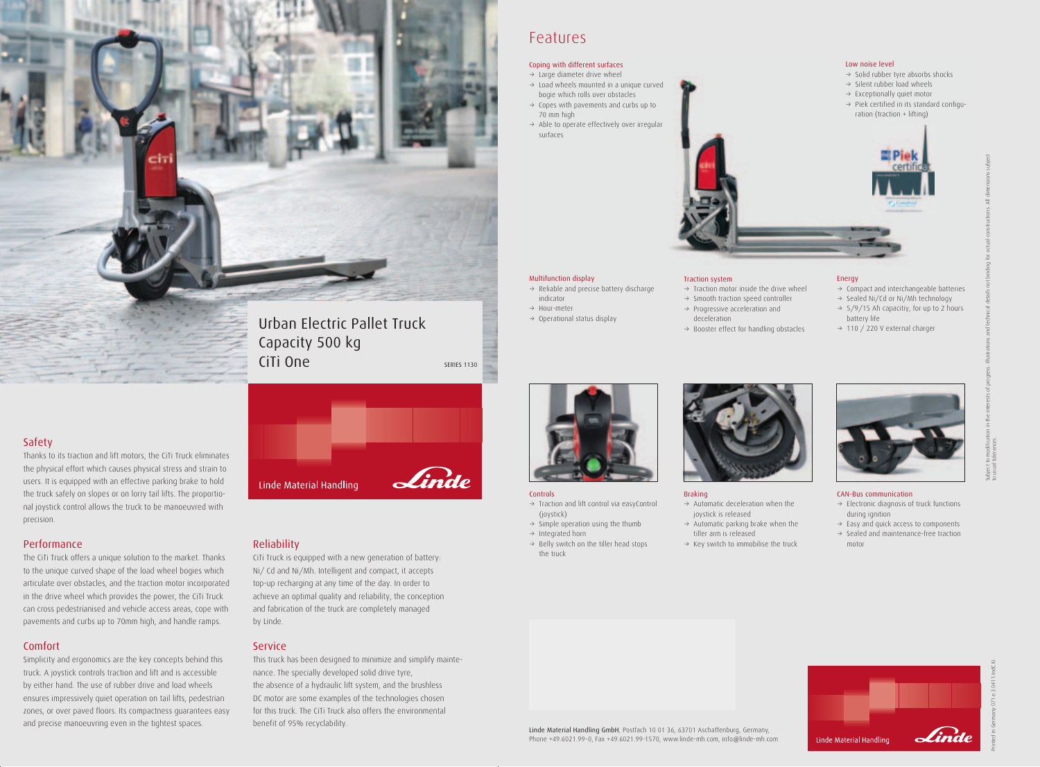# Urban Electric Pallet Truck
# Capacity 500 kg
# CiTi One

SERIES 1130

Linde Material Handling

Linde

## Safety

Thanks to its traction and lift motors, the CiTi Truck eliminates the physical effort which causes physical stress and strain to users. It is equipped with an effective parking brake to hold the truck safely on slopes or on lorry tail lifts. The proportional joystick control allows the truck to be manoeuvred with precision.

## Performance

The CiTi Truck offers a unique solution to the market. Thanks to the unique curved shape of the load wheel bogies which articulate over obstacles, and the traction motor incorporated in the drive wheel which provides the power, the CiTi Truck can cross pedestrianised and vehicle access areas, cope with pavements and curbs up to 70mm high, and handle ramps.

## Comfort

Simplicity and ergonomics are the key concepts behind this truck. A joystick controls traction and lift and is accessible by either hand. The use of rubber drive and load wheels ensures impressively quiet operation on tail lifts, pedestrian zones, or over paved floors. Its compactness guarantees easy and precise manoeuvring even in the tightest spaces.

## Reliability

CiTi Truck is equipped with a new generation of battery: Ni/ Cd and Ni/Mh. Intelligent and compact, it accepts top-up recharging at any time of the day. In order to achieve an optimal quality and reliability, the conception and fabrication of the truck are completely managed by Linde.

## Service

This truck has been designed to minimize and simplify maintenance. The specially developed solid drive tyre, the absence of a hydraulic lift system, and the brushless DC motor are some examples of the technologies chosen for this truck. The CiTi Truck also offers the environmental benefit of 95% recyclability.

# Features

### Coping with different surfaces

→ Large diameter drive wheel
→ Load wheels mounted in a unique curved bogie which rolls over obstacles
→ Copes with pavements and curbs up to 70 mm high
→ Able to operate effectively over irregular surfaces

### Low noise level

→ Solid rubber tyre absorbs shocks
→ Silent rubber load wheels
→ Exceptionally quiet motor
→ Piek certified in its standard configuration (traction + lifting)

### Multifunction display

→ Reliable and precise battery discharge indicator
→ Hour-meter
→ Operational status display

### Traction system

→ Traction motor inside the drive wheel
→ Smooth traction speed controller
→ Progressive acceleration and deceleration
→ Booster effect for handling obstacles

### Energy

→ Compact and interchangeable batteries
→ Sealed Ni/Cd or Ni/Mh technology
→ 5/9/15 Ah capacitiy, for up to 2 hours battery life
→ 110 / 220 V external charger

### Controls

→ Traction and lift control via easyControl (joystick)
→ Simple operation using the thumb
→ Integrated horn
→ Belly switch on the tiller head stops the truck

### Braking

→ Automatic deceleration when the joystick is released
→ Automatic parking brake when the tiller arm is released
→ Key switch to immobilise the truck

### CAN-Bus communication

→ Electronic diagnosis of truck functions during ignition
→ Easy and quick access to components
→ Sealed and maintenance-free traction motor

Subject to modification in the interests of progress. Illustrations and technical details not binding for actual constructions. All dimensions subject to usual tolerances.

**Linde Material Handling GmbH**, Postfach 10 01 36, 63701 Aschaffenburg, Germany, Phone +49.6021.99-0, Fax +49.6021.99-1570, www.linde-mh.com, info@linde-mh.com

Linde Material Handling

Linde

Printed in Germany 071.e.3.0411.IndC.Ki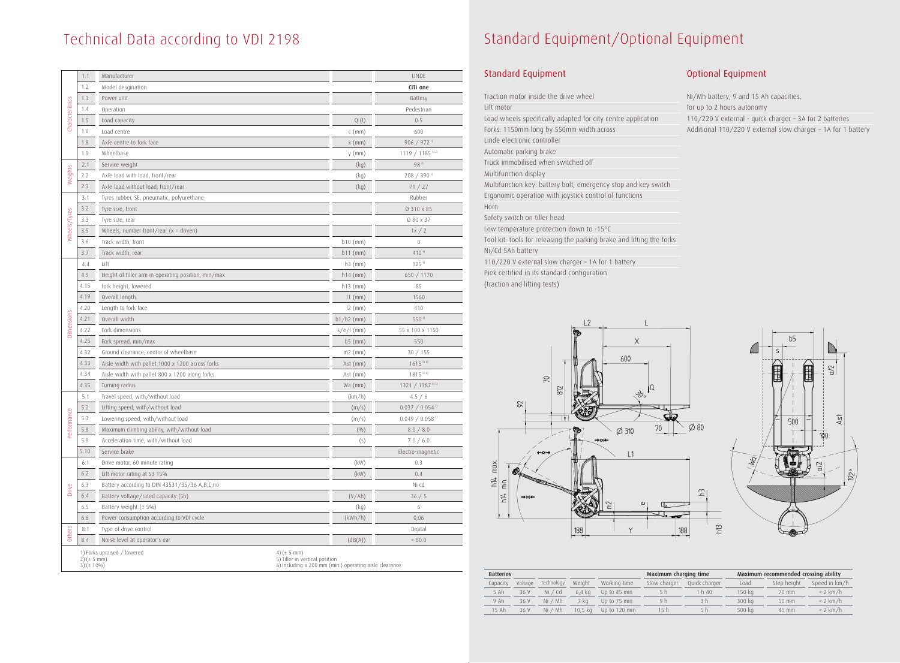# Technical Data according to VDI 2198

| | | | | |
|---|---|---|---|---|
| Characteristics | 1.1 | Manufacturer | | LINDE |
| | 1.2 | Model desgination | | **CiTi one** |
| | 1.3 | Power unit | | Battery |
| | 1.4 | Operation | | Pedestrian |
| | 1.5 | Load capacity | Q (t) | 0.5 |
| | 1.6 | Load centre | c (mm) | 600 |
| | 1.8 | Axle centre to fork face | x (mm) | 906 / 972 [1] |
| | 1.9 | Wheelbase | y (mm) | 1119 / 1185 [1) 2)] |
| Weights | 2.1 | Service weight | (kg) | 98 [3] |
| | 2.2 | Axle load with load, front/rear | (kg) | 208 / 390 [3] |
| | 2.3 | Axle load without load, front/rear | (kg) | 71 / 27 |
| Wheels/Tyres | 3.1 | Tyres rubber, SE, pneumatic, polyurethane | | Rubber |
| | 3.2 | Tyre size, front | | Ø 310 x 85 |
| | 3.3 | Tyre size, rear | | Ø 80 x 37 |
| | 3.5 | Wheels, number front/rear (x = driven) | | 1x / 2 |
| | 3.6 | Track width, front | b10 (mm) | 0 |
| | 3.7 | Track width, rear | b11 (mm) | 410 [4] |
| Dimensions | 4.4 | Lift | h3 (mm) | 125 [4] |
| | 4.9 | Height of tiller arm in operating position, min/max | h14 (mm) | 650 / 1170 |
| | 4.15 | fork height, lowered | h13 (mm) | 85 |
| | 4.19 | Overall length | l1 (mm) | 1560 |
| | 4.20 | Length to fork face | l2 (mm) | 410 |
| | 4.21 | Overall width | b1/b2 (mm) | 550 [4] |
| | 4.22 | Fork dimensions | s/e/l (mm) | 55 x 100 x 1150 |
| | 4.25 | Fork spread, min/max | b5 (mm) | 550 |
| | 4.32 | Ground clearance, centre of wheelbase | m2 (mm) | 30 / 155 |
| | 4.33 | Aisle width with pallet 1000 x 1200 across forks | Ast (mm) | 1615 [5) 6)] |
| | 4.34 | Aisle width with pallet 800 x 1200 along forks | Ast (mm) | 1815 [5) 6)] |
| | 4.35 | Turning radius | Wa (mm) | 1321 / 1387 [1) 5)] |
| Performance | 5.1 | Travel speed, with/without load | (km/h) | 4.5 / 6 |
| | 5.2 | Lifting speed, with/without load | (m/s) | 0.037 / 0.054 [3] |
| | 5.3 | Lowering speed, with/without load | (m/s) | 0.049 / 0.058 [3] |
| | 5.8 | Maximum climbing ability, with/without load | (%) | 8.0 / 8.0 |
| | 5.9 | Acceleration time, with/without load | (s) | 7.0 / 6.0 |
| | 5.10 | Service brake | | Electro-magnetic |
| Drive | 6.1 | Drive motor, 60 minute rating | (kW) | 0.3 |
| | 6.2 | Lift motor rating at S3 15% | (kW) | 0.4 |
| | 6.3 | Battery according to DIN 43531/35/36 A,B,C,no | | Ni cd |
| | 6.4 | Battery voltage/rated capacity (5h) | (V/Ah) | 36 / 5 |
| | 6.5 | Battery weight (± 5%) | (kg) | 6 |
| | 6.6 | Power consumption according to VDI cycle | (kWh/h) | 0,06 |
| Others | 8.1 | Type of drive control | | Digital |
| | 8.4 | Noise level at operator's ear | (dB(A)) | < 60.0 |

1) Forks upraised / lowered
2) (± 5 mm)
3) (± 10%)
4) (± 5 mm)
5) Tiller in vertical position
6) Including a 200 mm (min.) operating aisle clearance.

# Standard Equipment/Optional Equipment

## Standard Equipment

- Traction motor inside the drive wheel
- Lift motor
- Load wheels specifically adapted for city centre application
- Forks: 1150mm long by 550mm width across
- Linde electronic controller
- Automatic parking brake
- Truck immobilised when switched off
- Multifunction display
- Multifunction key: battery bolt, emergency stop and key switch
- Ergonomic operation with joystick control of functions
- Horn
- Safety switch on tiller head
- Low temperature protection down to -15°C
- Tool kit: tools for releasing the parking brake and lifting the forks
- Ni/Cd 5Ah battery
- 110/220 V external slow charger – 1A for 1 battery
- Piek certified in its standard configuration (traction and lifting tests)

## Optional Equipment

- Ni/Mh battery, 9 and 15 Ah capacities, for up to 2 hours autonomy
- 110/220 V external - quick charger – 3A for 2 batteries
- Additional 110/220 V external slow charger – 1A for 1 battery

L2
L
X
600
70
812
92
Q
Ø 310
70
Ø 80
L1
h14 max.
h14 min.
m2
e
h3
188
Y
188
h13
b5
s
a/2
500
Ast
100
Wa
a/2
192°

| Batteries | | | | | Maximum charging time | | Maximum recommended crossing ability | | |
|---|---|---|---|---|---|---|---|---|---|
| Capacity | Voltage | Technology | Weight | Working time | Slow charger | Quick charger | Load | Step height | Speed in km/h |
| 5 Ah | 36 V | Ni / Cd | 6,4 kg | Up to 45 min | 5 h | 1 h 40 | 150 kg | 70 mm | < 2 km/h |
| 9 Ah | 36 V | Ni / Mh | 7 kg | Up to 75 min | 9 h | 3 h | 300 kg | 50 mm | < 2 km/h |
| 15 Ah | 36 V | Ni / Mh | 10,5 kg | Up to 120 min | 15 h | 5 h | 500 kg | 45 mm | < 2 km/h |